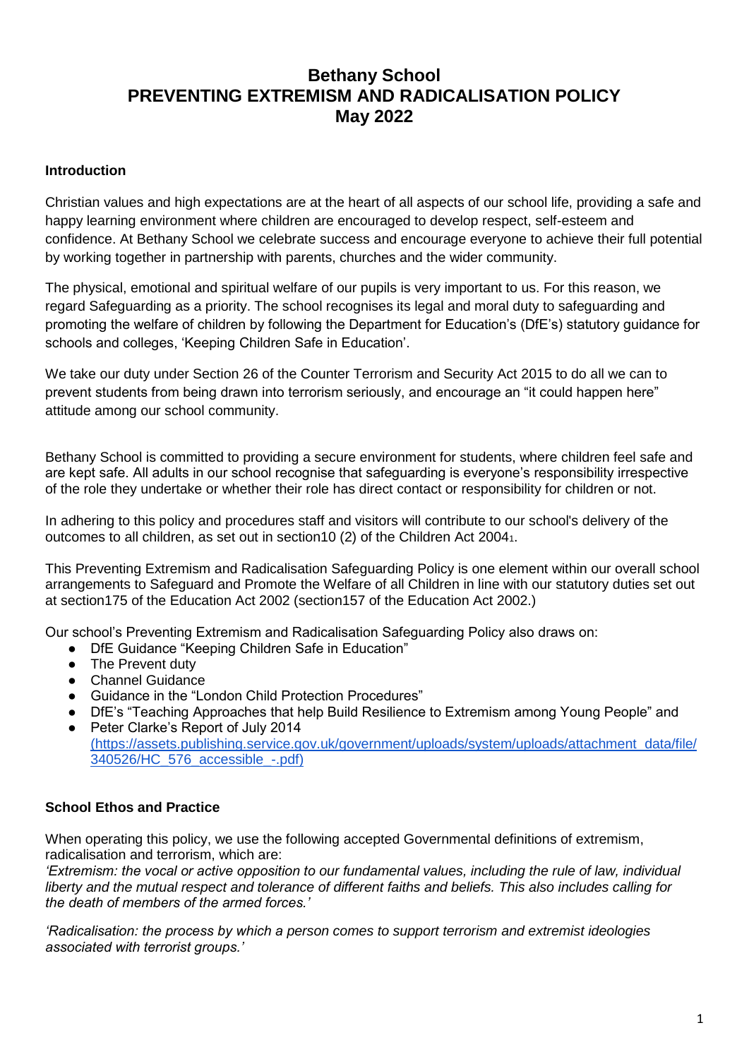# Bethany School
# PREVENTING EXTREMISM AND RADICALISATION POLICY
# May 2022

## Introduction

Christian values and high expectations are at the heart of all aspects of our school life, providing a safe and happy learning environment where children are encouraged to develop respect, self-esteem and confidence. At Bethany School we celebrate success and encourage everyone to achieve their full potential by working together in partnership with parents, churches and the wider community.

The physical, emotional and spiritual welfare of our pupils is very important to us. For this reason, we regard Safeguarding as a priority. The school recognises its legal and moral duty to safeguarding and promoting the welfare of children by following the Department for Education's (DfE's) statutory guidance for schools and colleges, 'Keeping Children Safe in Education'.

We take our duty under Section 26 of the Counter Terrorism and Security Act 2015 to do all we can to prevent students from being drawn into terrorism seriously, and encourage an "it could happen here" attitude among our school community.

Bethany School is committed to providing a secure environment for students, where children feel safe and are kept safe. All adults in our school recognise that safeguarding is everyone's responsibility irrespective of the role they undertake or whether their role has direct contact or responsibility for children or not.

In adhering to this policy and procedures staff and visitors will contribute to our school's delivery of the outcomes to all children, as set out in section10 (2) of the Children Act 2004[1].

This Preventing Extremism and Radicalisation Safeguarding Policy is one element within our overall school arrangements to Safeguard and Promote the Welfare of all Children in line with our statutory duties set out at section175 of the Education Act 2002 (section157 of the Education Act 2002.)

Our school's Preventing Extremism and Radicalisation Safeguarding Policy also draws on:

- DfE Guidance "Keeping Children Safe in Education"
- The Prevent duty
- Channel Guidance
- Guidance in the "London Child Protection Procedures"
- DfE's "Teaching Approaches that help Build Resilience to Extremism among Young People" and
- Peter Clarke's Report of July 2014 (https://assets.publishing.service.gov.uk/government/uploads/system/uploads/attachment_data/file/340526/HC_576_accessible_-.pdf)

## School Ethos and Practice

When operating this policy, we use the following accepted Governmental definitions of extremism, radicalisation and terrorism, which are:

*'Extremism: the vocal or active opposition to our fundamental values, including the rule of law, individual liberty and the mutual respect and tolerance of different faiths and beliefs. This also includes calling for the death of members of the armed forces.'*

*'Radicalisation: the process by which a person comes to support terrorism and extremist ideologies associated with terrorist groups.'*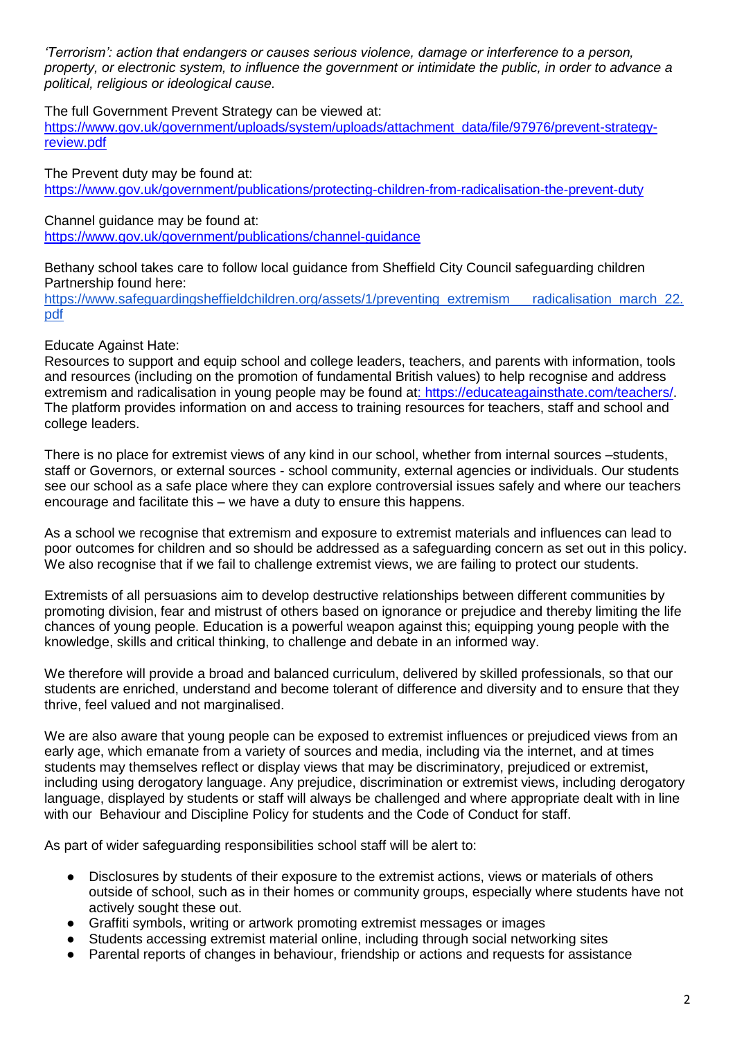*'Terrorism': action that endangers or causes serious violence, damage or interference to a person, property, or electronic system, to influence the government or intimidate the public, in order to advance a political, religious or ideological cause.*

The full Government Prevent Strategy can be viewed at:
[https://www.gov.uk/government/uploads/system/uploads/attachment_data/file/97976/prevent-strategy-review.pdf](https://www.gov.uk/government/uploads/system/uploads/attachment_data/file/97976/prevent-strategy-review.pdf)

The Prevent duty may be found at:
[https://www.gov.uk/government/publications/protecting-children-from-radicalisation-the-prevent-duty](https://www.gov.uk/government/publications/protecting-children-from-radicalisation-the-prevent-duty)

Channel guidance may be found at:
[https://www.gov.uk/government/publications/channel-guidance](https://www.gov.uk/government/publications/channel-guidance)

Bethany school takes care to follow local guidance from Sheffield City Council safeguarding children Partnership found here:
[https://www.safeguardingsheffieldchildren.org/assets/1/preventing_extremism___radicalisation_march_22.pdf](https://www.safeguardingsheffieldchildren.org/assets/1/preventing_extremism___radicalisation_march_22.pdf)

Educate Against Hate:
Resources to support and equip school and college leaders, teachers, and parents with information, tools and resources (including on the promotion of fundamental British values) to help recognise and address extremism and radicalisation in young people may be found at: [https://educateagainsthate.com/teachers/](https://educateagainsthate.com/teachers/). The platform provides information on and access to training resources for teachers, staff and school and college leaders.

There is no place for extremist views of any kind in our school, whether from internal sources –students, staff or Governors, or external sources - school community, external agencies or individuals. Our students see our school as a safe place where they can explore controversial issues safely and where our teachers encourage and facilitate this – we have a duty to ensure this happens.

As a school we recognise that extremism and exposure to extremist materials and influences can lead to poor outcomes for children and so should be addressed as a safeguarding concern as set out in this policy. We also recognise that if we fail to challenge extremist views, we are failing to protect our students.

Extremists of all persuasions aim to develop destructive relationships between different communities by promoting division, fear and mistrust of others based on ignorance or prejudice and thereby limiting the life chances of young people. Education is a powerful weapon against this; equipping young people with the knowledge, skills and critical thinking, to challenge and debate in an informed way.

We therefore will provide a broad and balanced curriculum, delivered by skilled professionals, so that our students are enriched, understand and become tolerant of difference and diversity and to ensure that they thrive, feel valued and not marginalised.

We are also aware that young people can be exposed to extremist influences or prejudiced views from an early age, which emanate from a variety of sources and media, including via the internet, and at times students may themselves reflect or display views that may be discriminatory, prejudiced or extremist, including using derogatory language. Any prejudice, discrimination or extremist views, including derogatory language, displayed by students or staff will always be challenged and where appropriate dealt with in line with our Behaviour and Discipline Policy for students and the Code of Conduct for staff.

As part of wider safeguarding responsibilities school staff will be alert to:

- Disclosures by students of their exposure to the extremist actions, views or materials of others outside of school, such as in their homes or community groups, especially where students have not actively sought these out.
- Graffiti symbols, writing or artwork promoting extremist messages or images
- Students accessing extremist material online, including through social networking sites
- Parental reports of changes in behaviour, friendship or actions and requests for assistance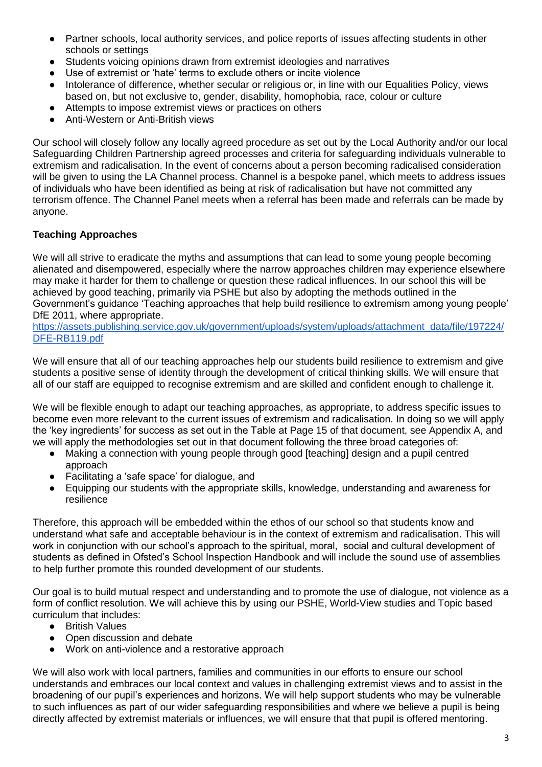- Partner schools, local authority services, and police reports of issues affecting students in other schools or settings
- Students voicing opinions drawn from extremist ideologies and narratives
- Use of extremist or 'hate' terms to exclude others or incite violence
- Intolerance of difference, whether secular or religious or, in line with our Equalities Policy, views based on, but not exclusive to, gender, disability, homophobia, race, colour or culture
- Attempts to impose extremist views or practices on others
- Anti-Western or Anti-British views

Our school will closely follow any locally agreed procedure as set out by the Local Authority and/or our local Safeguarding Children Partnership agreed processes and criteria for safeguarding individuals vulnerable to extremism and radicalisation. In the event of concerns about a person becoming radicalised consideration will be given to using the LA Channel process. Channel is a bespoke panel, which meets to address issues of individuals who have been identified as being at risk of radicalisation but have not committed any terrorism offence. The Channel Panel meets when a referral has been made and referrals can be made by anyone.

**Teaching Approaches**

We will all strive to eradicate the myths and assumptions that can lead to some young people becoming alienated and disempowered, especially where the narrow approaches children may experience elsewhere may make it harder for them to challenge or question these radical influences. In our school this will be achieved by good teaching, primarily via PSHE but also by adopting the methods outlined in the Government's guidance 'Teaching approaches that help build resilience to extremism among young people' DfE 2011, where appropriate.
https://assets.publishing.service.gov.uk/government/uploads/system/uploads/attachment_data/file/197224/DFE-RB119.pdf

We will ensure that all of our teaching approaches help our students build resilience to extremism and give students a positive sense of identity through the development of critical thinking skills. We will ensure that all of our staff are equipped to recognise extremism and are skilled and confident enough to challenge it.

We will be flexible enough to adapt our teaching approaches, as appropriate, to address specific issues to become even more relevant to the current issues of extremism and radicalisation. In doing so we will apply the 'key ingredients' for success as set out in the Table at Page 15 of that document, see Appendix A, and we will apply the methodologies set out in that document following the three broad categories of:

- Making a connection with young people through good [teaching] design and a pupil centred approach
- Facilitating a 'safe space' for dialogue, and
- Equipping our students with the appropriate skills, knowledge, understanding and awareness for resilience

Therefore, this approach will be embedded within the ethos of our school so that students know and understand what safe and acceptable behaviour is in the context of extremism and radicalisation. This will work in conjunction with our school's approach to the spiritual, moral, social and cultural development of students as defined in Ofsted's School Inspection Handbook and will include the sound use of assemblies to help further promote this rounded development of our students.

Our goal is to build mutual respect and understanding and to promote the use of dialogue, not violence as a form of conflict resolution. We will achieve this by using our PSHE, World-View studies and Topic based curriculum that includes:

- British Values
- Open discussion and debate
- Work on anti-violence and a restorative approach

We will also work with local partners, families and communities in our efforts to ensure our school understands and embraces our local context and values in challenging extremist views and to assist in the broadening of our pupil's experiences and horizons. We will help support students who may be vulnerable to such influences as part of our wider safeguarding responsibilities and where we believe a pupil is being directly affected by extremist materials or influences, we will ensure that that pupil is offered mentoring.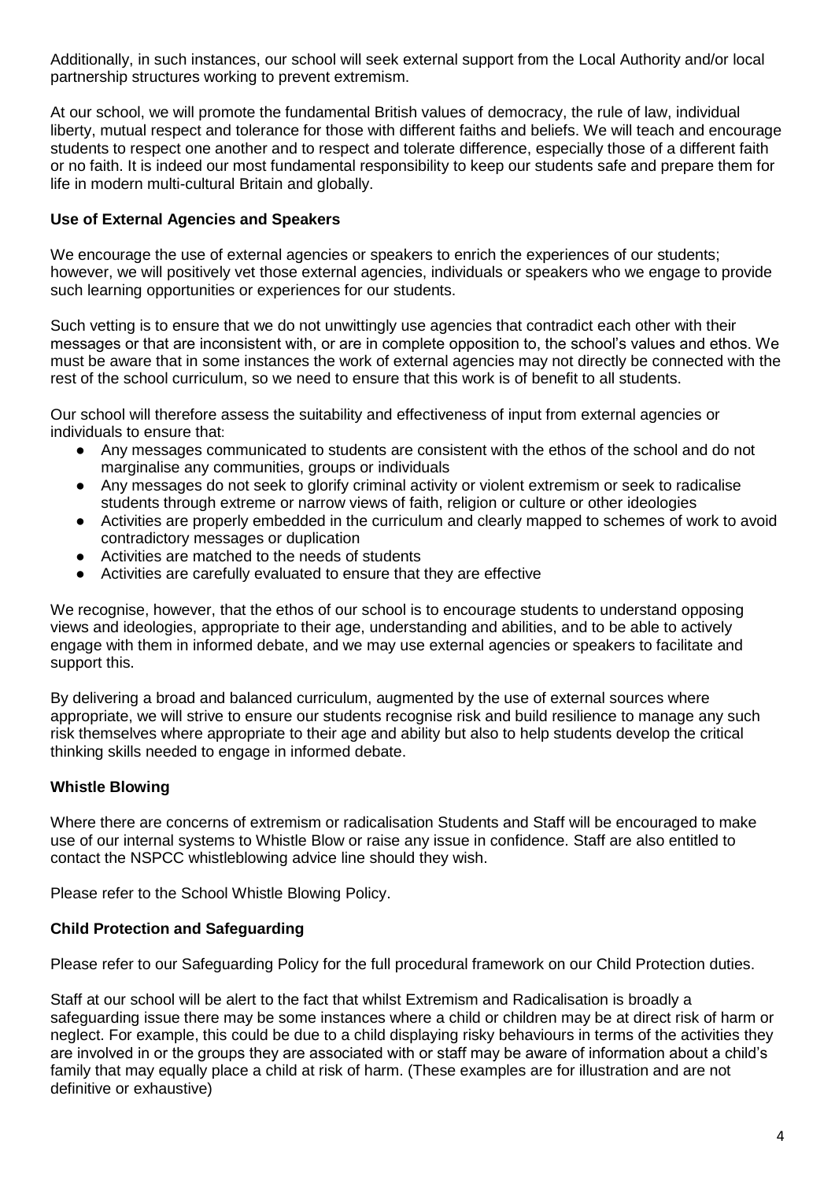Additionally, in such instances, our school will seek external support from the Local Authority and/or local partnership structures working to prevent extremism.

At our school, we will promote the fundamental British values of democracy, the rule of law, individual liberty, mutual respect and tolerance for those with different faiths and beliefs. We will teach and encourage students to respect one another and to respect and tolerate difference, especially those of a different faith or no faith. It is indeed our most fundamental responsibility to keep our students safe and prepare them for life in modern multi-cultural Britain and globally.

**Use of External Agencies and Speakers**

We encourage the use of external agencies or speakers to enrich the experiences of our students; however, we will positively vet those external agencies, individuals or speakers who we engage to provide such learning opportunities or experiences for our students.

Such vetting is to ensure that we do not unwittingly use agencies that contradict each other with their messages or that are inconsistent with, or are in complete opposition to, the school's values and ethos. We must be aware that in some instances the work of external agencies may not directly be connected with the rest of the school curriculum, so we need to ensure that this work is of benefit to all students.

Our school will therefore assess the suitability and effectiveness of input from external agencies or individuals to ensure that:

- Any messages communicated to students are consistent with the ethos of the school and do not marginalise any communities, groups or individuals
- Any messages do not seek to glorify criminal activity or violent extremism or seek to radicalise students through extreme or narrow views of faith, religion or culture or other ideologies
- Activities are properly embedded in the curriculum and clearly mapped to schemes of work to avoid contradictory messages or duplication
- Activities are matched to the needs of students
- Activities are carefully evaluated to ensure that they are effective

We recognise, however, that the ethos of our school is to encourage students to understand opposing views and ideologies, appropriate to their age, understanding and abilities, and to be able to actively engage with them in informed debate, and we may use external agencies or speakers to facilitate and support this.

By delivering a broad and balanced curriculum, augmented by the use of external sources where appropriate, we will strive to ensure our students recognise risk and build resilience to manage any such risk themselves where appropriate to their age and ability but also to help students develop the critical thinking skills needed to engage in informed debate.

**Whistle Blowing**

Where there are concerns of extremism or radicalisation Students and Staff will be encouraged to make use of our internal systems to Whistle Blow or raise any issue in confidence. Staff are also entitled to contact the NSPCC whistleblowing advice line should they wish.

Please refer to the School Whistle Blowing Policy.

**Child Protection and Safeguarding**

Please refer to our Safeguarding Policy for the full procedural framework on our Child Protection duties.

Staff at our school will be alert to the fact that whilst Extremism and Radicalisation is broadly a safeguarding issue there may be some instances where a child or children may be at direct risk of harm or neglect. For example, this could be due to a child displaying risky behaviours in terms of the activities they are involved in or the groups they are associated with or staff may be aware of information about a child's family that may equally place a child at risk of harm. (These examples are for illustration and are not definitive or exhaustive)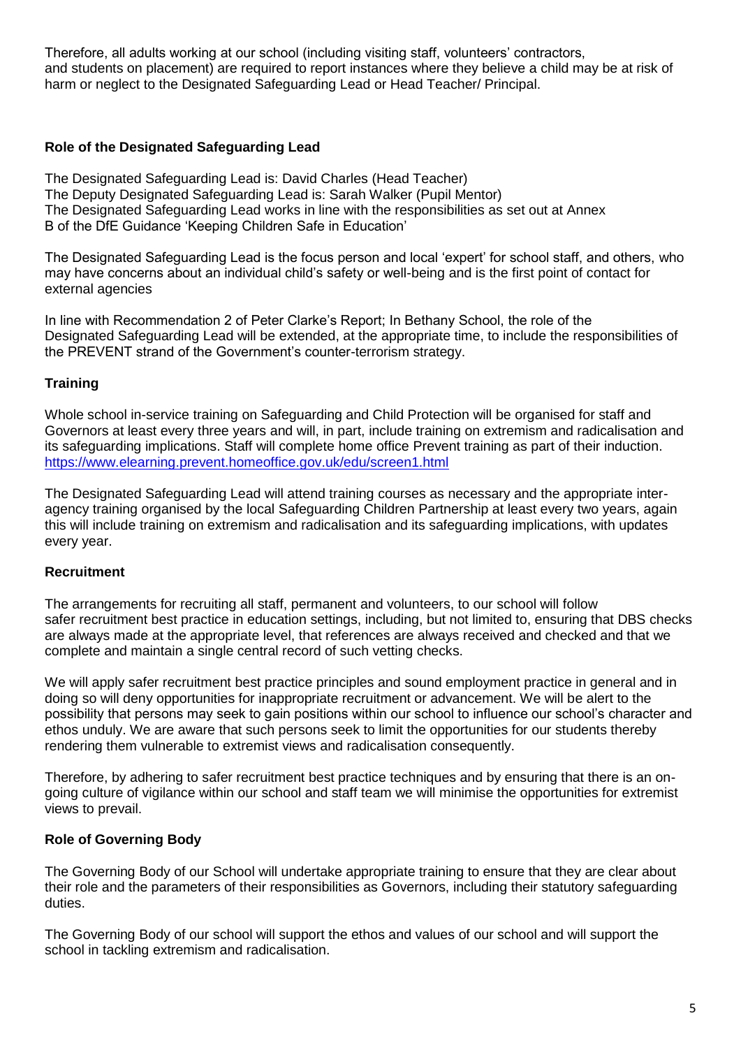Therefore, all adults working at our school (including visiting staff, volunteers' contractors, and students on placement) are required to report instances where they believe a child may be at risk of harm or neglect to the Designated Safeguarding Lead or Head Teacher/ Principal.

## Role of the Designated Safeguarding Lead

The Designated Safeguarding Lead is: David Charles (Head Teacher)
The Deputy Designated Safeguarding Lead is: Sarah Walker (Pupil Mentor)
The Designated Safeguarding Lead works in line with the responsibilities as set out at Annex B of the DfE Guidance 'Keeping Children Safe in Education'

The Designated Safeguarding Lead is the focus person and local 'expert' for school staff, and others, who may have concerns about an individual child's safety or well-being and is the first point of contact for external agencies

In line with Recommendation 2 of Peter Clarke's Report; In Bethany School, the role of the Designated Safeguarding Lead will be extended, at the appropriate time, to include the responsibilities of the PREVENT strand of the Government's counter-terrorism strategy.

## Training

Whole school in-service training on Safeguarding and Child Protection will be organised for staff and Governors at least every three years and will, in part, include training on extremism and radicalisation and its safeguarding implications. Staff will complete home office Prevent training as part of their induction. https://www.elearning.prevent.homeoffice.gov.uk/edu/screen1.html

The Designated Safeguarding Lead will attend training courses as necessary and the appropriate inter-agency training organised by the local Safeguarding Children Partnership at least every two years, again this will include training on extremism and radicalisation and its safeguarding implications, with updates every year.

## Recruitment

The arrangements for recruiting all staff, permanent and volunteers, to our school will follow safer recruitment best practice in education settings, including, but not limited to, ensuring that DBS checks are always made at the appropriate level, that references are always received and checked and that we complete and maintain a single central record of such vetting checks.

We will apply safer recruitment best practice principles and sound employment practice in general and in doing so will deny opportunities for inappropriate recruitment or advancement. We will be alert to the possibility that persons may seek to gain positions within our school to influence our school's character and ethos unduly. We are aware that such persons seek to limit the opportunities for our students thereby rendering them vulnerable to extremist views and radicalisation consequently.

Therefore, by adhering to safer recruitment best practice techniques and by ensuring that there is an on-going culture of vigilance within our school and staff team we will minimise the opportunities for extremist views to prevail.

## Role of Governing Body

The Governing Body of our School will undertake appropriate training to ensure that they are clear about their role and the parameters of their responsibilities as Governors, including their statutory safeguarding duties.

The Governing Body of our school will support the ethos and values of our school and will support the school in tackling extremism and radicalisation.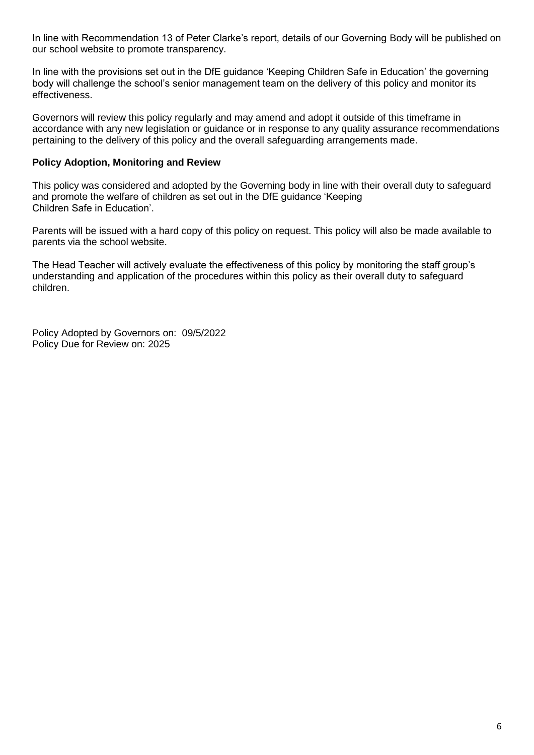In line with Recommendation 13 of Peter Clarke's report, details of our Governing Body will be published on our school website to promote transparency.

In line with the provisions set out in the DfE guidance 'Keeping Children Safe in Education' the governing body will challenge the school's senior management team on the delivery of this policy and monitor its effectiveness.

Governors will review this policy regularly and may amend and adopt it outside of this timeframe in accordance with any new legislation or guidance or in response to any quality assurance recommendations pertaining to the delivery of this policy and the overall safeguarding arrangements made.

**Policy Adoption, Monitoring and Review**

This policy was considered and adopted by the Governing body in line with their overall duty to safeguard and promote the welfare of children as set out in the DfE guidance 'Keeping Children Safe in Education'.

Parents will be issued with a hard copy of this policy on request. This policy will also be made available to parents via the school website.

The Head Teacher will actively evaluate the effectiveness of this policy by monitoring the staff group's understanding and application of the procedures within this policy as their overall duty to safeguard children.

Policy Adopted by Governors on: 09/5/2022
Policy Due for Review on: 2025